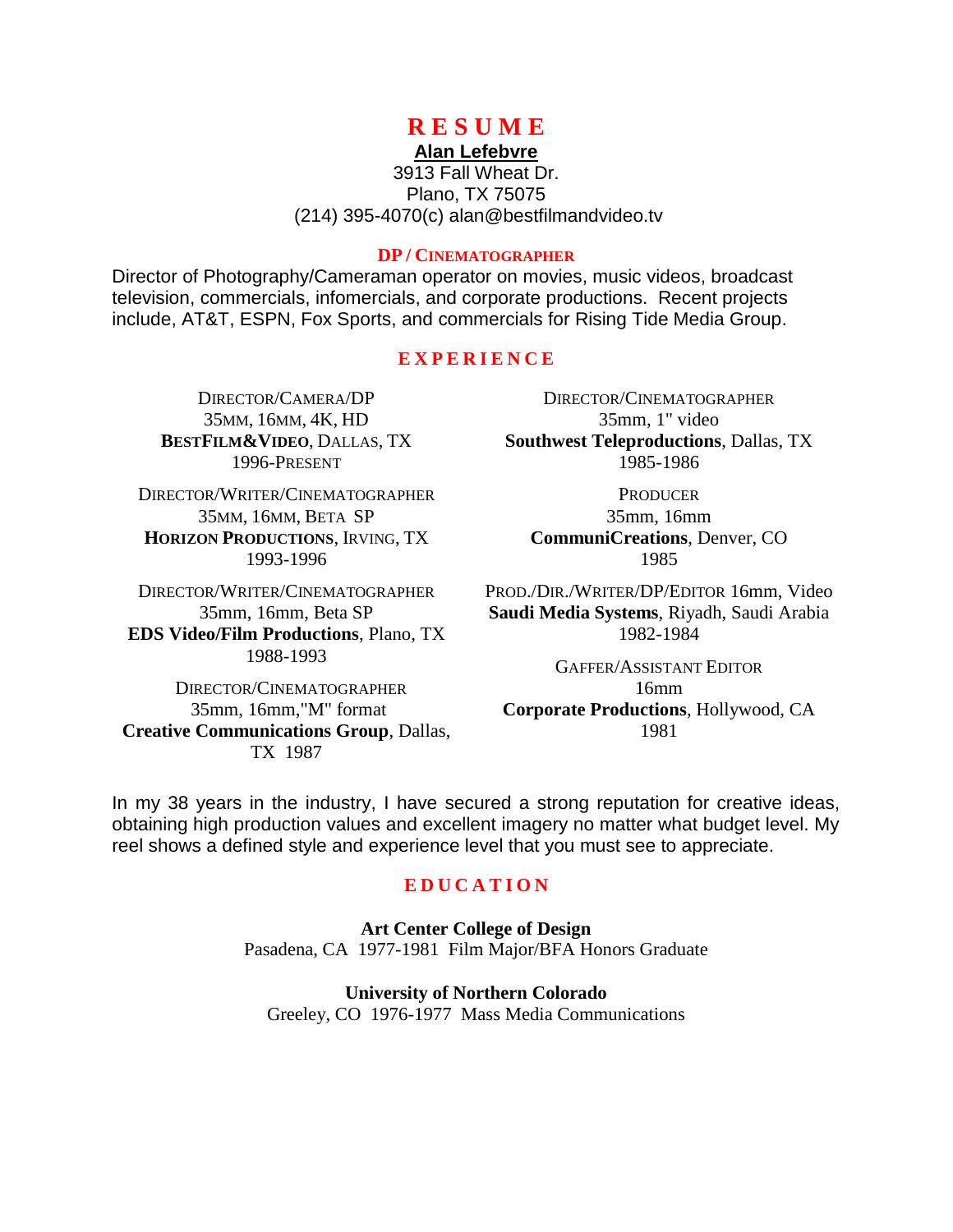# RESUME

**Alan Lefebvre**

3913 Fall Wheat Dr.
Plano, TX 75075
(214) 395-4070(c) alan@bestfilmandvideo.tv

## DP / CINEMATOGRAPHER

Director of Photography/Cameraman operator on movies, music videos, broadcast television, commercials, infomercials, and corporate productions. Recent projects include, AT&T, ESPN, Fox Sports, and commercials for Rising Tide Media Group.

## EXPERIENCE

DIRECTOR/CAMERA/DP
35MM, 16MM, 4K, HD
**BESTFILM&VIDEO**, DALLAS, TX
1996-PRESENT

DIRECTOR/WRITER/CINEMATOGRAPHER
35MM, 16MM, BETA SP
**HORIZON PRODUCTIONS**, IRVING, TX
1993-1996

DIRECTOR/WRITER/CINEMATOGRAPHER
35mm, 16mm, Beta SP
**EDS Video/Film Productions**, Plano, TX
1988-1993

DIRECTOR/CINEMATOGRAPHER
35mm, 16mm,"M" format
**Creative Communications Group**, Dallas, TX 1987

DIRECTOR/CINEMATOGRAPHER
35mm, 1" video
**Southwest Teleproductions**, Dallas, TX
1985-1986

PRODUCER
35mm, 16mm
**CommuniCreations**, Denver, CO
1985

PROD./DIR./WRITER/DP/EDITOR 16mm, Video
**Saudi Media Systems**, Riyadh, Saudi Arabia
1982-1984

GAFFER/ASSISTANT EDITOR
16mm
**Corporate Productions**, Hollywood, CA
1981

In my 38 years in the industry, I have secured a strong reputation for creative ideas, obtaining high production values and excellent imagery no matter what budget level. My reel shows a defined style and experience level that you must see to appreciate.

## EDUCATION

**Art Center College of Design**
Pasadena, CA 1977-1981 Film Major/BFA Honors Graduate

**University of Northern Colorado**
Greeley, CO 1976-1977 Mass Media Communications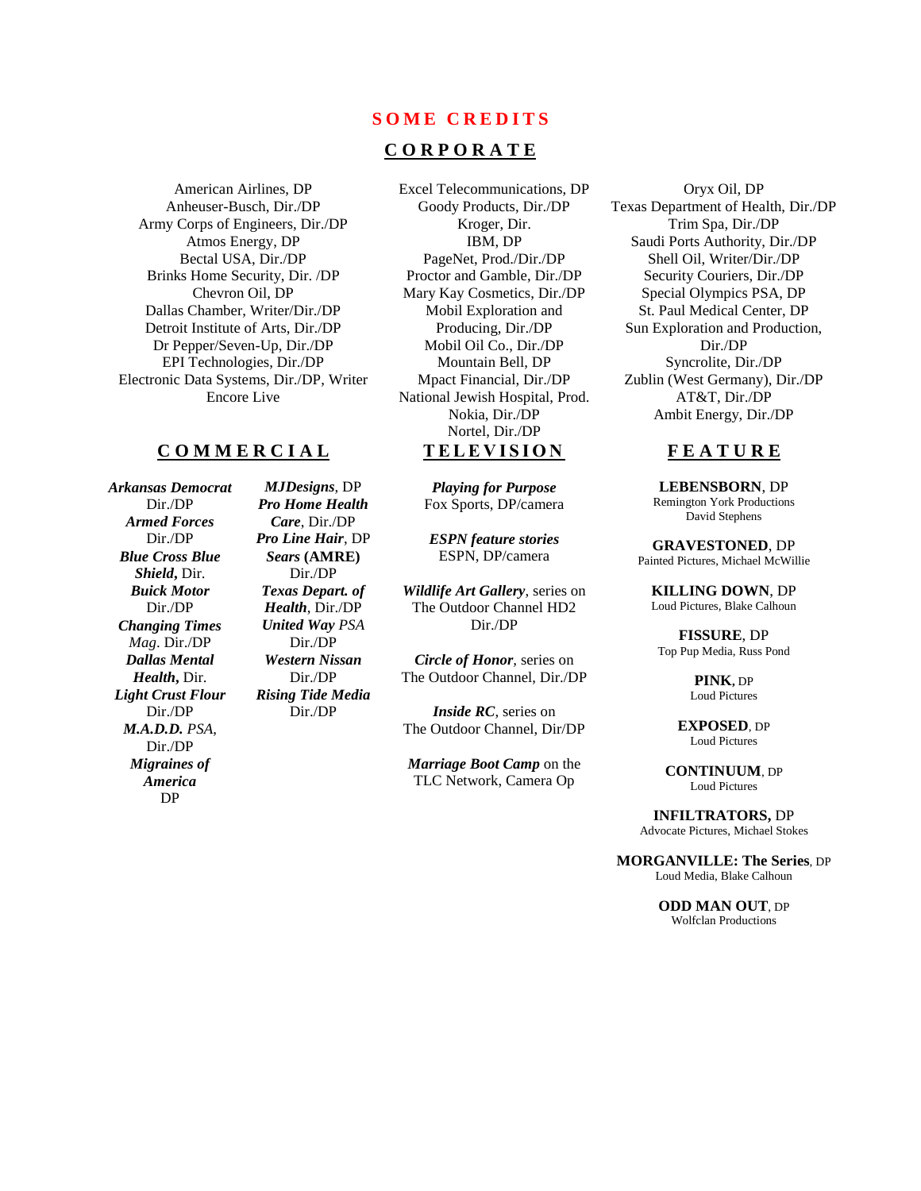# SOME CREDITS

## CORPORATE

American Airlines, DP
Anheuser-Busch, Dir./DP
Army Corps of Engineers, Dir./DP
Atmos Energy, DP
Bectal USA, Dir./DP
Brinks Home Security, Dir. /DP
Chevron Oil, DP
Dallas Chamber, Writer/Dir./DP
Detroit Institute of Arts, Dir./DP
Dr Pepper/Seven-Up, Dir./DP
EPI Technologies, Dir./DP
Electronic Data Systems, Dir./DP, Writer
Encore Live

Excel Telecommunications, DP
Goody Products, Dir./DP
Kroger, Dir.
IBM, DP
PageNet, Prod./Dir./DP
Proctor and Gamble, Dir./DP
Mary Kay Cosmetics, Dir./DP
Mobil Exploration and Producing, Dir./DP
Mobil Oil Co., Dir./DP
Mountain Bell, DP
Mpact Financial, Dir./DP
National Jewish Hospital, Prod.
Nokia, Dir./DP
Nortel, Dir./DP

Oryx Oil, DP
Texas Department of Health, Dir./DP
Trim Spa, Dir./DP
Saudi Ports Authority, Dir./DP
Shell Oil, Writer/Dir./DP
Security Couriers, Dir./DP
Special Olympics PSA, DP
St. Paul Medical Center, DP
Sun Exploration and Production, Dir./DP
Syncrolite, Dir./DP
Zublin (West Germany), Dir./DP
AT&T, Dir./DP
Ambit Energy, Dir./DP

## COMMERCIAL

***Arkansas Democrat*** Dir./DP
***Armed Forces*** Dir./DP
***Blue Cross Blue Shield*, **Dir.
***Buick Motor*** Dir./DP
***Changing Times*** *Mag*. Dir./DP
***Dallas Mental Health*, **Dir.
***Light Crust Flour*** Dir./DP
***M.A.D.D.*** *PSA*, Dir./DP
***Migraines of America*** DP
***MJDesigns***, DP
***Pro Home Health Care***, Dir./DP
***Pro Line Hair***, DP
***Sears* (AMRE)** Dir./DP
***Texas Depart. of Health***, Dir./DP
***United Way*** *PSA* Dir./DP
***Western Nissan*** Dir./DP
***Rising Tide Media*** Dir./DP

## TELEVISION

***Playing for Purpose***
Fox Sports, DP/camera

***ESPN feature stories***
ESPN, DP/camera

***Wildlife Art Gallery***, series on The Outdoor Channel HD2 Dir./DP

***Circle of Honor***, series on The Outdoor Channel, Dir./DP

***Inside RC***, series on The Outdoor Channel, Dir/DP

***Marriage Boot Camp*** on the TLC Network, Camera Op

## FEATURE

**LEBENSBORN**, DP
Remington York Productions
David Stephens

**GRAVESTONED**, DP
Painted Pictures, Michael McWillie

**KILLING DOWN**, DP
Loud Pictures, Blake Calhoun

**FISSURE**, DP
Top Pup Media, Russ Pond

**PINK**, DP
Loud Pictures

**EXPOSED**, DP
Loud Pictures

**CONTINUUM**, DP
Loud Pictures

**INFILTRATORS,** DP
Advocate Pictures, Michael Stokes

**MORGANVILLE: The Series**, DP
Loud Media, Blake Calhoun

**ODD MAN OUT**, DP
Wolfclan Productions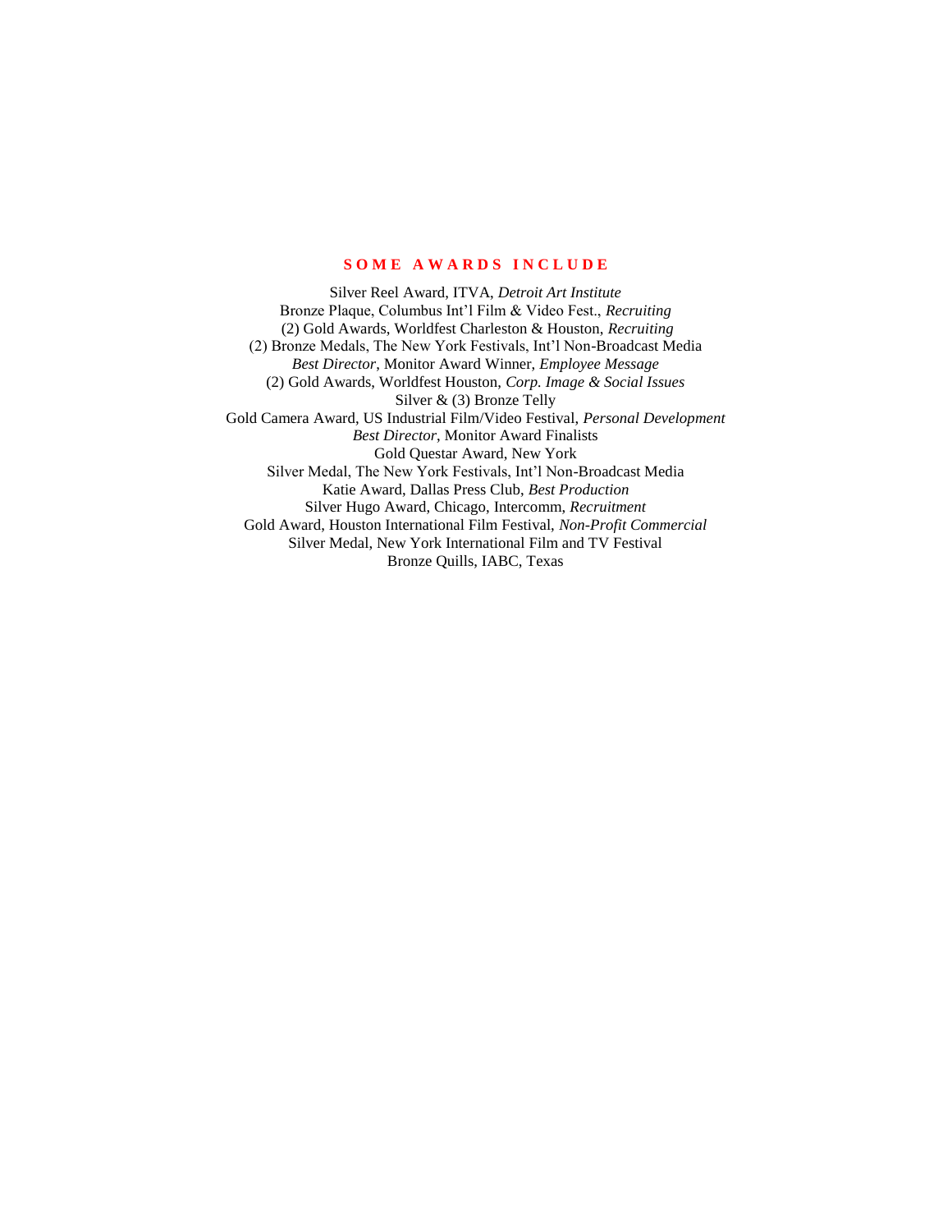## SOME AWARDS INCLUDE

Silver Reel Award, ITVA, *Detroit Art Institute*
Bronze Plaque, Columbus Int'l Film & Video Fest., *Recruiting*
(2) Gold Awards, Worldfest Charleston & Houston, *Recruiting*
(2) Bronze Medals, The New York Festivals, Int'l Non-Broadcast Media
*Best Director*, Monitor Award Winner, *Employee Message*
(2) Gold Awards, Worldfest Houston, *Corp. Image & Social Issues*
Silver & (3) Bronze Telly
Gold Camera Award, US Industrial Film/Video Festival, *Personal Development*
*Best Director*, Monitor Award Finalists
Gold Questar Award, New York
Silver Medal, The New York Festivals, Int'l Non-Broadcast Media
Katie Award, Dallas Press Club, *Best Production*
Silver Hugo Award, Chicago, Intercomm, *Recruitment*
Gold Award, Houston International Film Festival, *Non-Profit Commercial*
Silver Medal, New York International Film and TV Festival
Bronze Quills, IABC, Texas